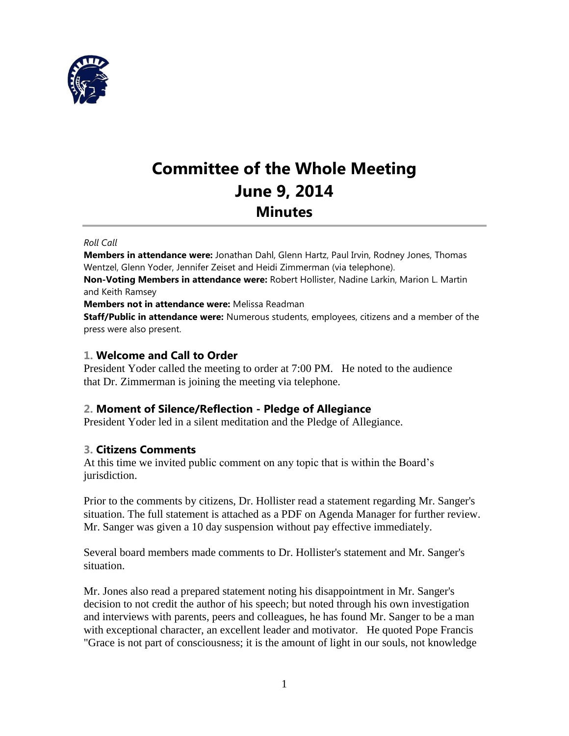# Committee of the Whole Meeting
# June 9, 2014
## Minutes

*Roll Call*

**Members in attendance were:** Jonathan Dahl, Glenn Hartz, Paul Irvin, Rodney Jones, Thomas Wentzel, Glenn Yoder, Jennifer Zeiset and Heidi Zimmerman (via telephone).

**Non-Voting Members in attendance were:** Robert Hollister, Nadine Larkin, Marion L. Martin and Keith Ramsey

**Members not in attendance were:** Melissa Readman

**Staff/Public in attendance were:** Numerous students, employees, citizens and a member of the press were also present.

### 1. Welcome and Call to Order

President Yoder called the meeting to order at 7:00 PM. He noted to the audience that Dr. Zimmerman is joining the meeting via telephone.

### 2. Moment of Silence/Reflection - Pledge of Allegiance

President Yoder led in a silent meditation and the Pledge of Allegiance.

### 3. Citizens Comments

At this time we invited public comment on any topic that is within the Board's jurisdiction.

Prior to the comments by citizens, Dr. Hollister read a statement regarding Mr. Sanger's situation. The full statement is attached as a PDF on Agenda Manager for further review. Mr. Sanger was given a 10 day suspension without pay effective immediately.

Several board members made comments to Dr. Hollister's statement and Mr. Sanger's situation.

Mr. Jones also read a prepared statement noting his disappointment in Mr. Sanger's decision to not credit the author of his speech; but noted through his own investigation and interviews with parents, peers and colleagues, he has found Mr. Sanger to be a man with exceptional character, an excellent leader and motivator. He quoted Pope Francis "Grace is not part of consciousness; it is the amount of light in our souls, not knowledge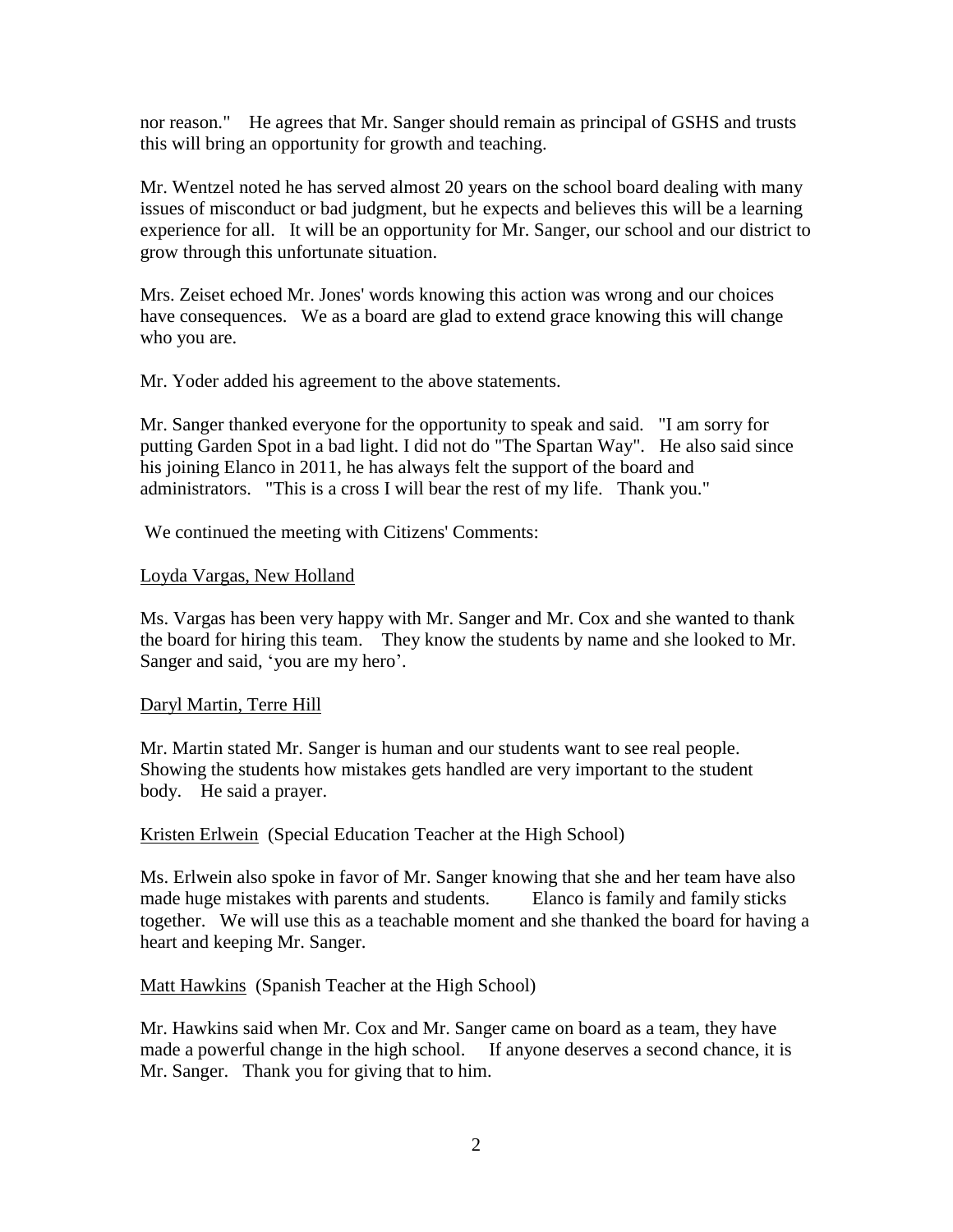nor reason." He agrees that Mr. Sanger should remain as principal of GSHS and trusts this will bring an opportunity for growth and teaching.

Mr. Wentzel noted he has served almost 20 years on the school board dealing with many issues of misconduct or bad judgment, but he expects and believes this will be a learning experience for all. It will be an opportunity for Mr. Sanger, our school and our district to grow through this unfortunate situation.

Mrs. Zeiset echoed Mr. Jones' words knowing this action was wrong and our choices have consequences. We as a board are glad to extend grace knowing this will change who you are.

Mr. Yoder added his agreement to the above statements.

Mr. Sanger thanked everyone for the opportunity to speak and said. "I am sorry for putting Garden Spot in a bad light. I did not do "The Spartan Way". He also said since his joining Elanco in 2011, he has always felt the support of the board and administrators. "This is a cross I will bear the rest of my life. Thank you."

We continued the meeting with Citizens' Comments:

<u>Loyda Vargas, New Holland</u>

Ms. Vargas has been very happy with Mr. Sanger and Mr. Cox and she wanted to thank the board for hiring this team. They know the students by name and she looked to Mr. Sanger and said, 'you are my hero'.

<u>Daryl Martin, Terre Hill</u>

Mr. Martin stated Mr. Sanger is human and our students want to see real people. Showing the students how mistakes gets handled are very important to the student body. He said a prayer.

<u>Kristen Erlwein</u> (Special Education Teacher at the High School)

Ms. Erlwein also spoke in favor of Mr. Sanger knowing that she and her team have also made huge mistakes with parents and students. Elanco is family and family sticks together. We will use this as a teachable moment and she thanked the board for having a heart and keeping Mr. Sanger.

<u>Matt Hawkins</u> (Spanish Teacher at the High School)

Mr. Hawkins said when Mr. Cox and Mr. Sanger came on board as a team, they have made a powerful change in the high school. If anyone deserves a second chance, it is Mr. Sanger. Thank you for giving that to him.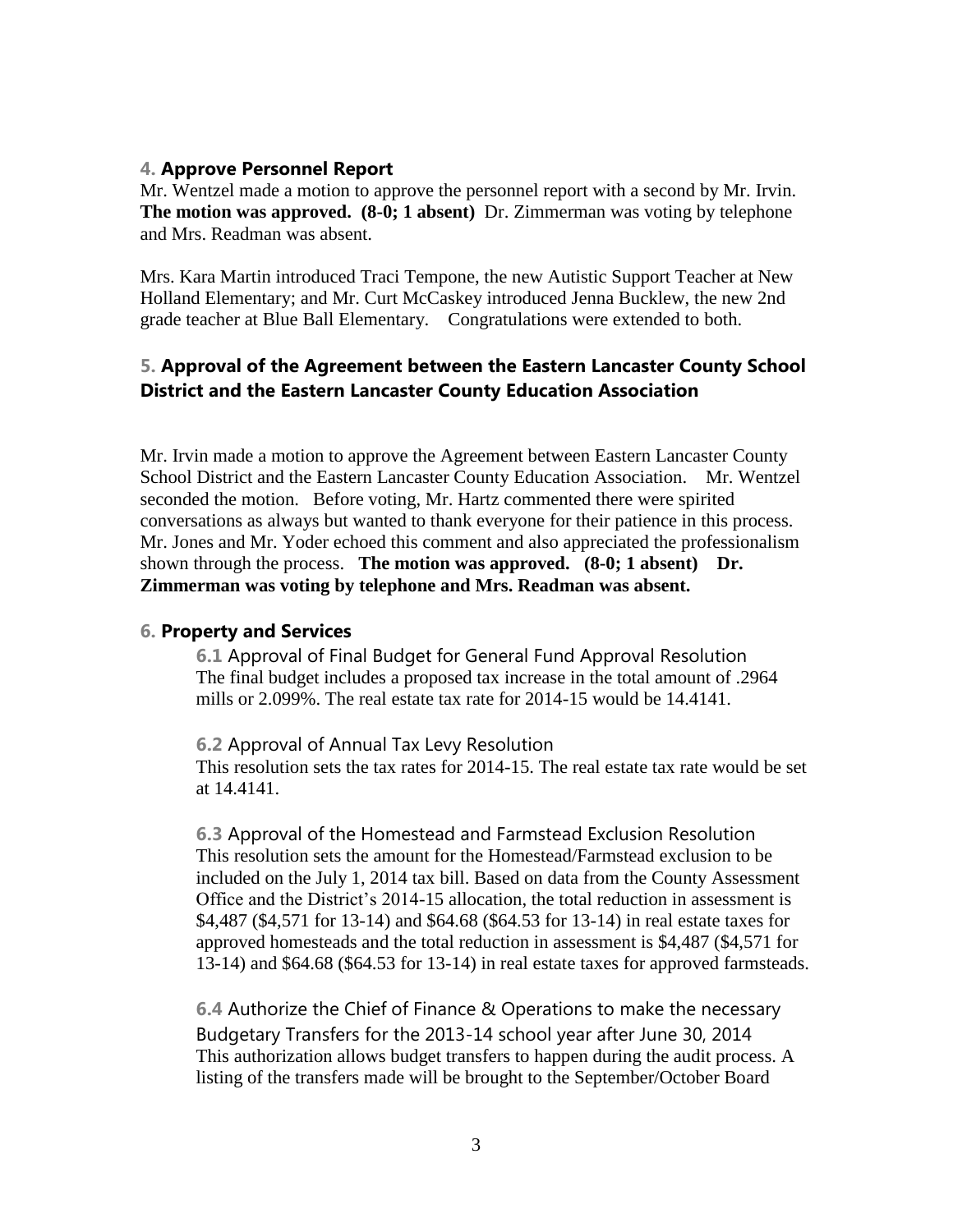## 4. Approve Personnel Report

Mr. Wentzel made a motion to approve the personnel report with a second by Mr. Irvin. **The motion was approved. (8-0; 1 absent)** Dr. Zimmerman was voting by telephone and Mrs. Readman was absent.

Mrs. Kara Martin introduced Traci Tempone, the new Autistic Support Teacher at New Holland Elementary; and Mr. Curt McCaskey introduced Jenna Bucklew, the new 2nd grade teacher at Blue Ball Elementary. Congratulations were extended to both.

## 5. Approval of the Agreement between the Eastern Lancaster County School District and the Eastern Lancaster County Education Association

Mr. Irvin made a motion to approve the Agreement between Eastern Lancaster County School District and the Eastern Lancaster County Education Association. Mr. Wentzel seconded the motion. Before voting, Mr. Hartz commented there were spirited conversations as always but wanted to thank everyone for their patience in this process. Mr. Jones and Mr. Yoder echoed this comment and also appreciated the professionalism shown through the process. **The motion was approved. (8-0; 1 absent) Dr. Zimmerman was voting by telephone and Mrs. Readman was absent.**

## 6. Property and Services

### 6.1 Approval of Final Budget for General Fund Approval Resolution

The final budget includes a proposed tax increase in the total amount of .2964 mills or 2.099%. The real estate tax rate for 2014-15 would be 14.4141.

### 6.2 Approval of Annual Tax Levy Resolution

This resolution sets the tax rates for 2014-15. The real estate tax rate would be set at 14.4141.

### 6.3 Approval of the Homestead and Farmstead Exclusion Resolution

This resolution sets the amount for the Homestead/Farmstead exclusion to be included on the July 1, 2014 tax bill. Based on data from the County Assessment Office and the District's 2014-15 allocation, the total reduction in assessment is \$4,487 (\$4,571 for 13-14) and \$64.68 (\$64.53 for 13-14) in real estate taxes for approved homesteads and the total reduction in assessment is \$4,487 (\$4,571 for 13-14) and \$64.68 (\$64.53 for 13-14) in real estate taxes for approved farmsteads.

### 6.4 Authorize the Chief of Finance & Operations to make the necessary Budgetary Transfers for the 2013-14 school year after June 30, 2014

This authorization allows budget transfers to happen during the audit process. A listing of the transfers made will be brought to the September/October Board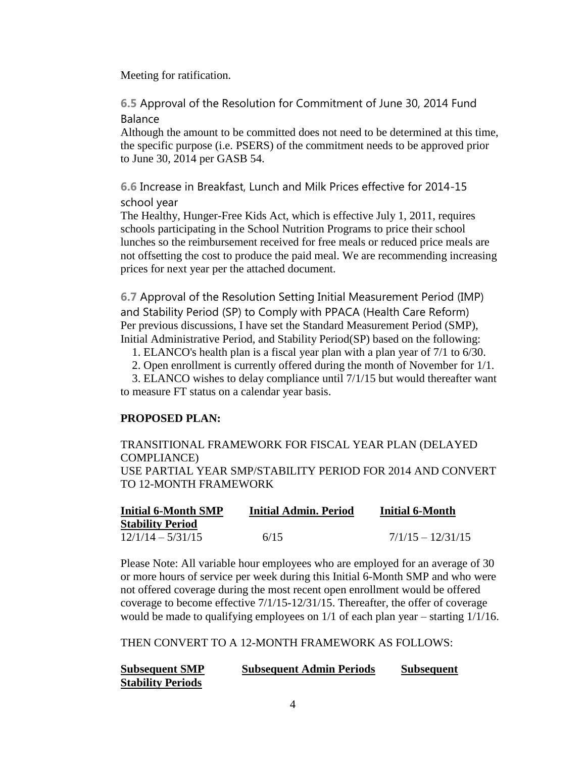Meeting for ratification.

### 6.5 Approval of the Resolution for Commitment of June 30, 2014 Fund Balance

Although the amount to be committed does not need to be determined at this time, the specific purpose (i.e. PSERS) of the commitment needs to be approved prior to June 30, 2014 per GASB 54.

### 6.6 Increase in Breakfast, Lunch and Milk Prices effective for 2014-15 school year

The Healthy, Hunger-Free Kids Act, which is effective July 1, 2011, requires schools participating in the School Nutrition Programs to price their school lunches so the reimbursement received for free meals or reduced price meals are not offsetting the cost to produce the paid meal. We are recommending increasing prices for next year per the attached document.

### 6.7 Approval of the Resolution Setting Initial Measurement Period (IMP) and Stability Period (SP) to Comply with PPACA (Health Care Reform)

Per previous discussions, I have set the Standard Measurement Period (SMP), Initial Administrative Period, and Stability Period(SP) based on the following:

1. ELANCO's health plan is a fiscal year plan with a plan year of 7/1 to 6/30.
2. Open enrollment is currently offered during the month of November for 1/1.
3. ELANCO wishes to delay compliance until 7/1/15 but would thereafter want to measure FT status on a calendar year basis.

**PROPOSED PLAN:**

TRANSITIONAL FRAMEWORK FOR FISCAL YEAR PLAN (DELAYED COMPLIANCE)
USE PARTIAL YEAR SMP/STABILITY PERIOD FOR 2014 AND CONVERT TO 12-MONTH FRAMEWORK

| Initial 6-Month SMP | Initial Admin. Period | Initial 6-Month Stability Period |
|---|---|---|
| 12/1/14 – 5/31/15 | 6/15 | 7/1/15 – 12/31/15 |

Please Note: All variable hour employees who are employed for an average of 30 or more hours of service per week during this Initial 6-Month SMP and who were not offered coverage during the most recent open enrollment would be offered coverage to become effective 7/1/15-12/31/15. Thereafter, the offer of coverage would be made to qualifying employees on 1/1 of each plan year – starting 1/1/16.

THEN CONVERT TO A 12-MONTH FRAMEWORK AS FOLLOWS:

| Subsequent SMP | Subsequent Admin Periods | Subsequent Stability Periods |
|---|---|---|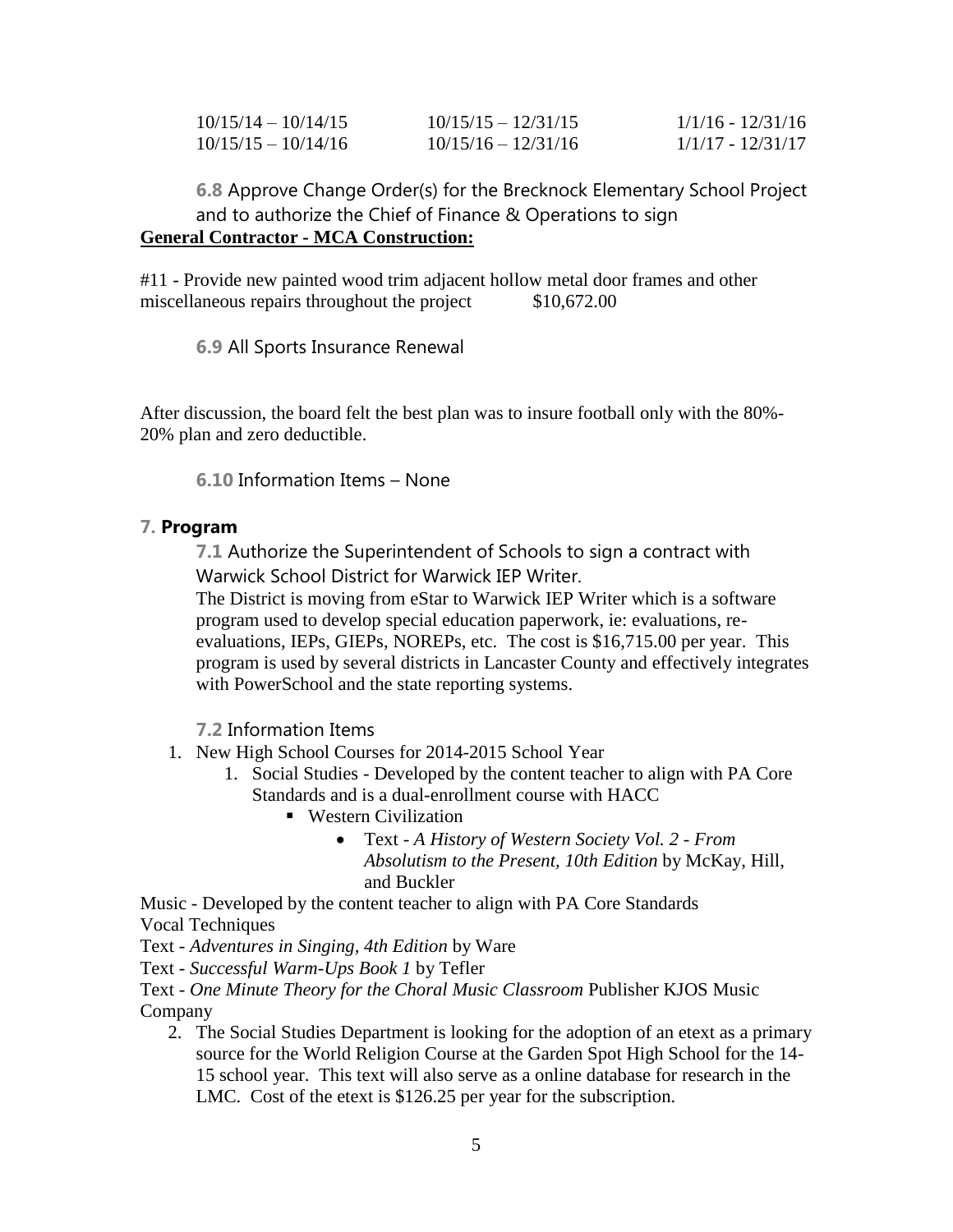| | | |
|---|---|---|
| 10/15/14 – 10/14/15 | 10/15/15 – 12/31/15 | 1/1/16 - 12/31/16 |
| 10/15/15 – 10/14/16 | 10/15/16 – 12/31/16 | 1/1/17 - 12/31/17 |

**6.8** Approve Change Order(s) for the Brecknock Elementary School Project and to authorize the Chief of Finance & Operations to sign

**General Contractor - MCA Construction:**

#11 - Provide new painted wood trim adjacent hollow metal door frames and other miscellaneous repairs throughout the project $10,672.00

**6.9** All Sports Insurance Renewal

After discussion, the board felt the best plan was to insure football only with the 80%-20% plan and zero deductible.

**6.10** Information Items – None

## 7. Program

**7.1** Authorize the Superintendent of Schools to sign a contract with Warwick School District for Warwick IEP Writer.

The District is moving from eStar to Warwick IEP Writer which is a software program used to develop special education paperwork, ie: evaluations, re-evaluations, IEPs, GIEPs, NOREPs, etc. The cost is $16,715.00 per year. This program is used by several districts in Lancaster County and effectively integrates with PowerSchool and the state reporting systems.

**7.2** Information Items

1. New High School Courses for 2014-2015 School Year
   1. Social Studies - Developed by the content teacher to align with PA Core Standards and is a dual-enrollment course with HACC
      - Western Civilization
        - Text - *A History of Western Society Vol. 2 - From Absolutism to the Present, 10th Edition* by McKay, Hill, and Buckler

Music - Developed by the content teacher to align with PA Core Standards

Vocal Techniques

Text - *Adventures in Singing, 4th Edition* by Ware

Text - *Successful Warm-Ups Book 1* by Tefler

Text - *One Minute Theory for the Choral Music Classroom* Publisher KJOS Music Company

2. The Social Studies Department is looking for the adoption of an etext as a primary source for the World Religion Course at the Garden Spot High School for the 14-15 school year. This text will also serve as a online database for research in the LMC. Cost of the etext is $126.25 per year for the subscription.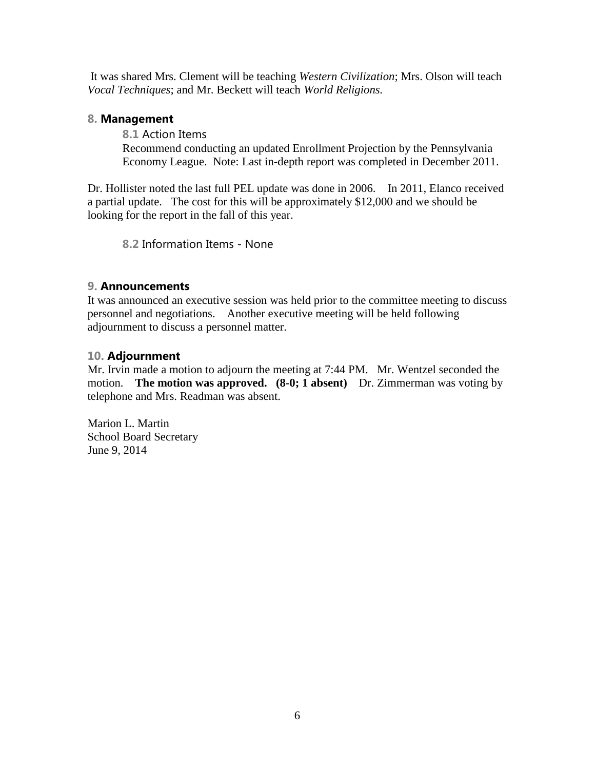It was shared Mrs. Clement will be teaching *Western Civilization*; Mrs. Olson will teach *Vocal Techniques*; and Mr. Beckett will teach *World Religions.*

## 8. Management

### 8.1 Action Items

Recommend conducting an updated Enrollment Projection by the Pennsylvania Economy League. Note: Last in-depth report was completed in December 2011.

Dr. Hollister noted the last full PEL update was done in 2006. In 2011, Elanco received a partial update. The cost for this will be approximately $12,000 and we should be looking for the report in the fall of this year.

### 8.2 Information Items - None

## 9. Announcements

It was announced an executive session was held prior to the committee meeting to discuss personnel and negotiations. Another executive meeting will be held following adjournment to discuss a personnel matter.

## 10. Adjournment

Mr. Irvin made a motion to adjourn the meeting at 7:44 PM. Mr. Wentzel seconded the motion. **The motion was approved. (8-0; 1 absent)** Dr. Zimmerman was voting by telephone and Mrs. Readman was absent.

Marion L. Martin
School Board Secretary
June 9, 2014